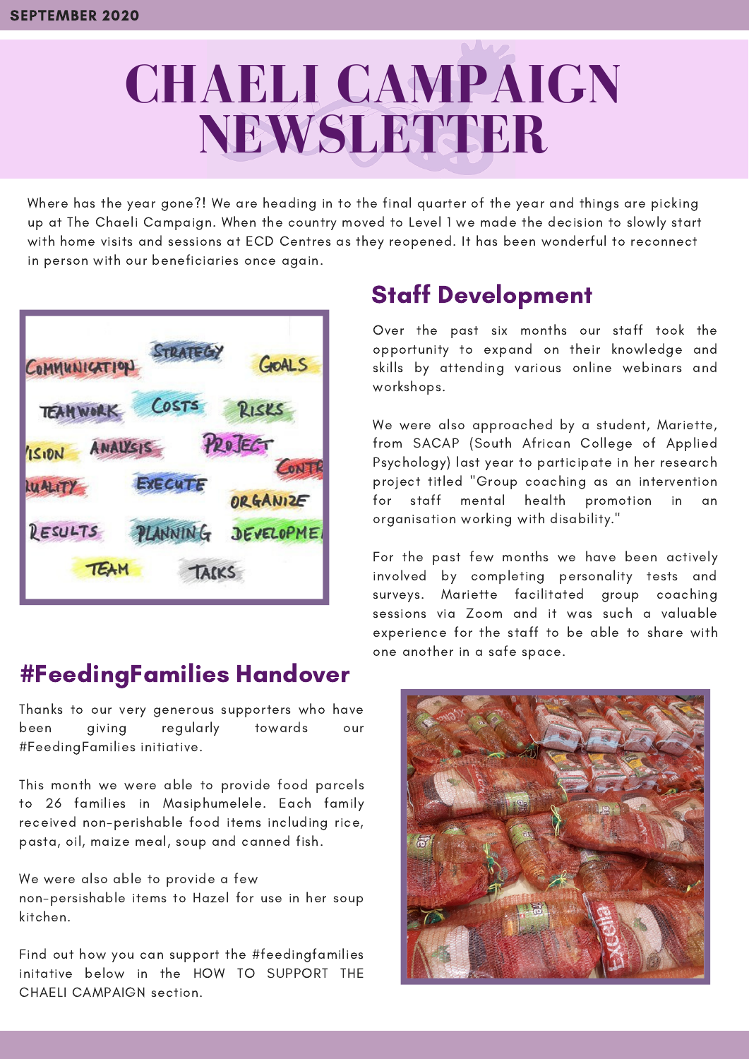SEPTEMBER 2020

# CHAELI CAMPAIGN NEWSLETTER

Where has the year gone?! We are heading in to the final quarter of the year and things are picking up at The Chaeli Campaign. When the country moved to Level 1 we made the decision to slowly start with home visits and sessions at ECD Centres as they reopened. It has been wonderful to reconnect in person with our beneficiaries once again.

## Staff Development

Over the past six months our staff took the opportunity to expand on their knowledge and skills by attending various online webinars and workshops.

We were also approached by a student, Mariette, from SACAP (South African College of Applied Psychology) last year to participate in her research project titled "Group coaching as an intervention for staff mental health promotion in an organisation working with disability."

For the past few months we have been actively involved by completing personality tests and surveys. Mariette facilitated group coaching sessions via Zoom and it was such a valuable experience for the staff to be able to share with one another in a safe space.

## #FeedingFamilies Handover

Thanks to our very generous supporters who have been giving regularly towards our #FeedingFamilies initiative.

This month we were able to provide food parcels to 26 families in Masiphumelele. Each family received non-perishable food items including rice, pasta, oil, maize meal, soup and canned fish.

We were also able to provide a few non-persishable items to Hazel for use in her soup kitchen.

Find out how you can support the #feedingfamilies initative below in the HOW TO SUPPORT THE CHAELI CAMPAIGN section.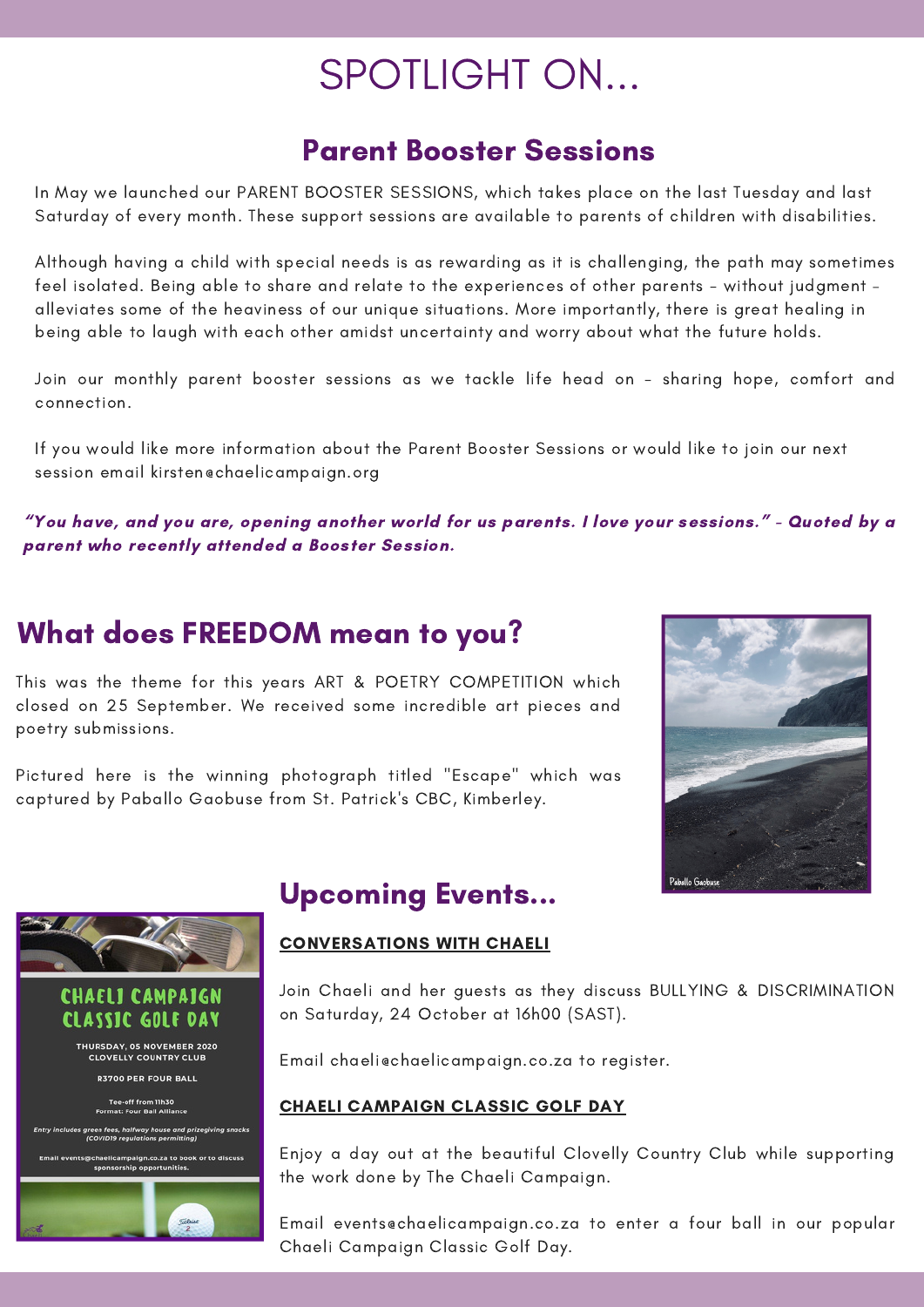# SPOTLIGHT ON...

## Parent Booster Sessions

In May we launched our PARENT BOOSTER SESSIONS, which takes place on the last Tuesday and last Saturday of every month. These support sessions are available to parents of children with disabilities.

Although having a child with special needs is as rewarding as it is challenging, the path may sometimes feel isolated. Being able to share and relate to the experiences of other parents - without judgment - alleviates some of the heaviness of our unique situations. More importantly, there is great healing in being able to laugh with each other amidst uncertainty and worry about what the future holds.

Join our monthly parent booster sessions as we tackle life head on - sharing hope, comfort and connection.

If you would like more information about the Parent Booster Sessions or would like to join our next session email kirsten@chaelicampaign.org

***"You have, and you are, opening another world for us parents. I love your sessions." - Quoted by a parent who recently attended a Booster Session.***

## What does FREEDOM mean to you?

This was the theme for this years ART & POETRY COMPETITION which closed on 25 September. We received some incredible art pieces and poetry submissions.

Pictured here is the winning photograph titled "Escape" which was captured by Paballo Gaobuse from St. Patrick's CBC, Kimberley.

Paballo Gaobuse

## Upcoming Events...

### CONVERSATIONS WITH CHAELI

Join Chaeli and her guests as they discuss BULLYING & DISCRIMINATION on Saturday, 24 October at 16h00 (SAST).

Email chaeli@chaelicampaign.co.za to register.

### CHAELI CAMPAIGN CLASSIC GOLF DAY

Enjoy a day out at the beautiful Clovelly Country Club while supporting the work done by The Chaeli Campaign.

Email events@chaelicampaign.co.za to enter a four ball in our popular Chaeli Campaign Classic Golf Day.

**CHAELI CAMPAIGN CLASSIC GOLF DAY**

**THURSDAY, 05 NOVEMBER 2020**
**CLOVELLY COUNTRY CLUB**

**R3700 PER FOUR BALL**

**Tee-off from 11h30**
**Format: Four Ball Alliance**

***Entry includes green fees, halfway house and prizegiving snacks (COVID19 regulations permitting)***

**Email events@chaelicampaign.co.za to book or to discuss sponsorship opportunities.**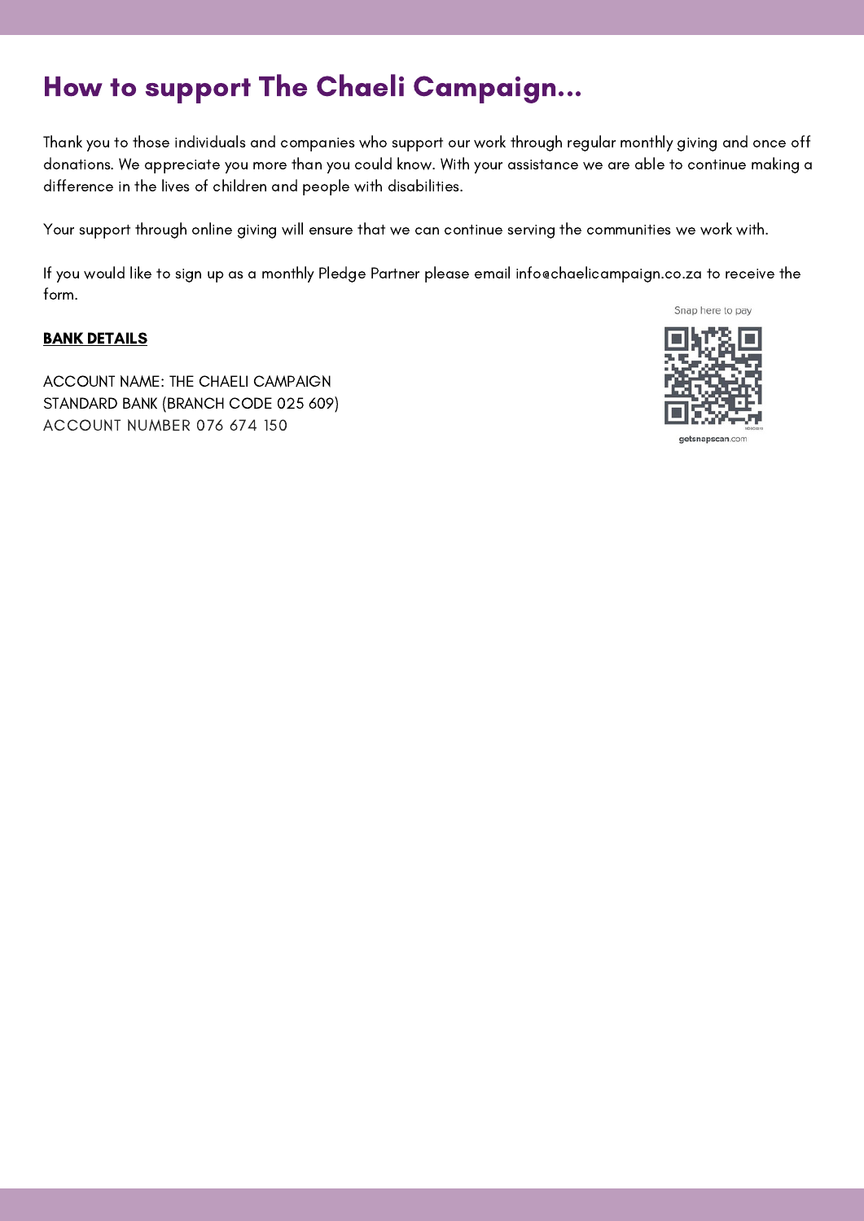# How to support The Chaeli Campaign...

Thank you to those individuals and companies who support our work through regular monthly giving and once off donations. We appreciate you more than you could know. With your assistance we are able to continue making a difference in the lives of children and people with disabilities.

Your support through online giving will ensure that we can continue serving the communities we work with.

If you would like to sign up as a monthly Pledge Partner please email info@chaelicampaign.co.za to receive the form.

**BANK DETAILS**

ACCOUNT NAME: THE CHAELI CAMPAIGN
STANDARD BANK (BRANCH CODE 025 609)
ACCOUNT NUMBER 076 674 150

Snap here to pay

getsnapscan.com